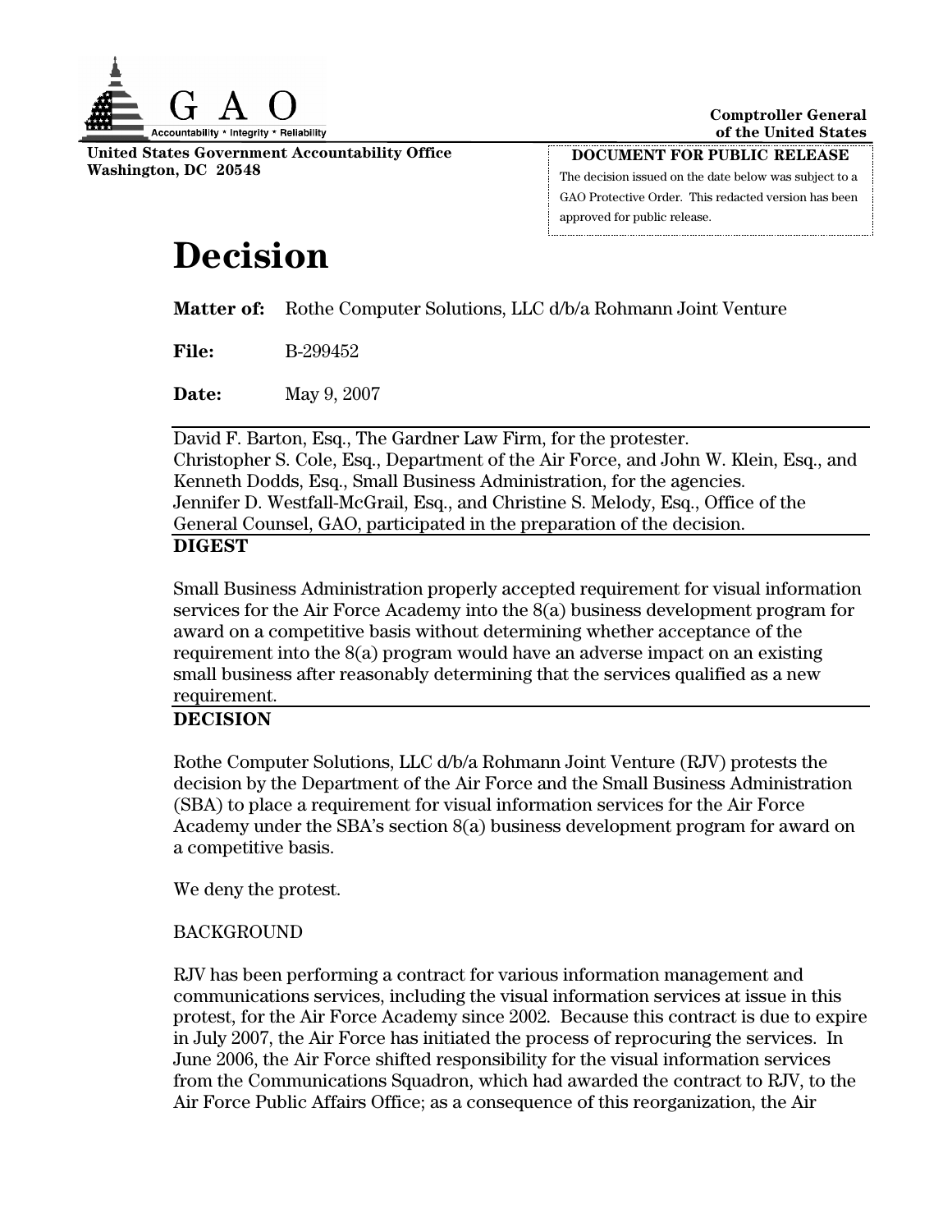G A O

Accountability * Integrity * Reliability

United States Government Accountability Office
Washington, DC 20548

Comptroller General
of the United States

**DOCUMENT FOR PUBLIC RELEASE**

The decision issued on the date below was subject to a GAO Protective Order. This redacted version has been approved for public release.

# Decision

**Matter of:** Rothe Computer Solutions, LLC d/b/a Rohmann Joint Venture

**File:** B-299452

**Date:** May 9, 2007

---

David F. Barton, Esq., The Gardner Law Firm, for the protester.
Christopher S. Cole, Esq., Department of the Air Force, and John W. Klein, Esq., and Kenneth Dodds, Esq., Small Business Administration, for the agencies.
Jennifer D. Westfall-McGrail, Esq., and Christine S. Melody, Esq., Office of the General Counsel, GAO, participated in the preparation of the decision.

---

**DIGEST**

Small Business Administration properly accepted requirement for visual information services for the Air Force Academy into the 8(a) business development program for award on a competitive basis without determining whether acceptance of the requirement into the 8(a) program would have an adverse impact on an existing small business after reasonably determining that the services qualified as a new requirement.

---

**DECISION**

Rothe Computer Solutions, LLC d/b/a Rohmann Joint Venture (RJV) protests the decision by the Department of the Air Force and the Small Business Administration (SBA) to place a requirement for visual information services for the Air Force Academy under the SBA's section 8(a) business development program for award on a competitive basis.

We deny the protest.

BACKGROUND

RJV has been performing a contract for various information management and communications services, including the visual information services at issue in this protest, for the Air Force Academy since 2002. Because this contract is due to expire in July 2007, the Air Force has initiated the process of reprocuring the services. In June 2006, the Air Force shifted responsibility for the visual information services from the Communications Squadron, which had awarded the contract to RJV, to the Air Force Public Affairs Office; as a consequence of this reorganization, the Air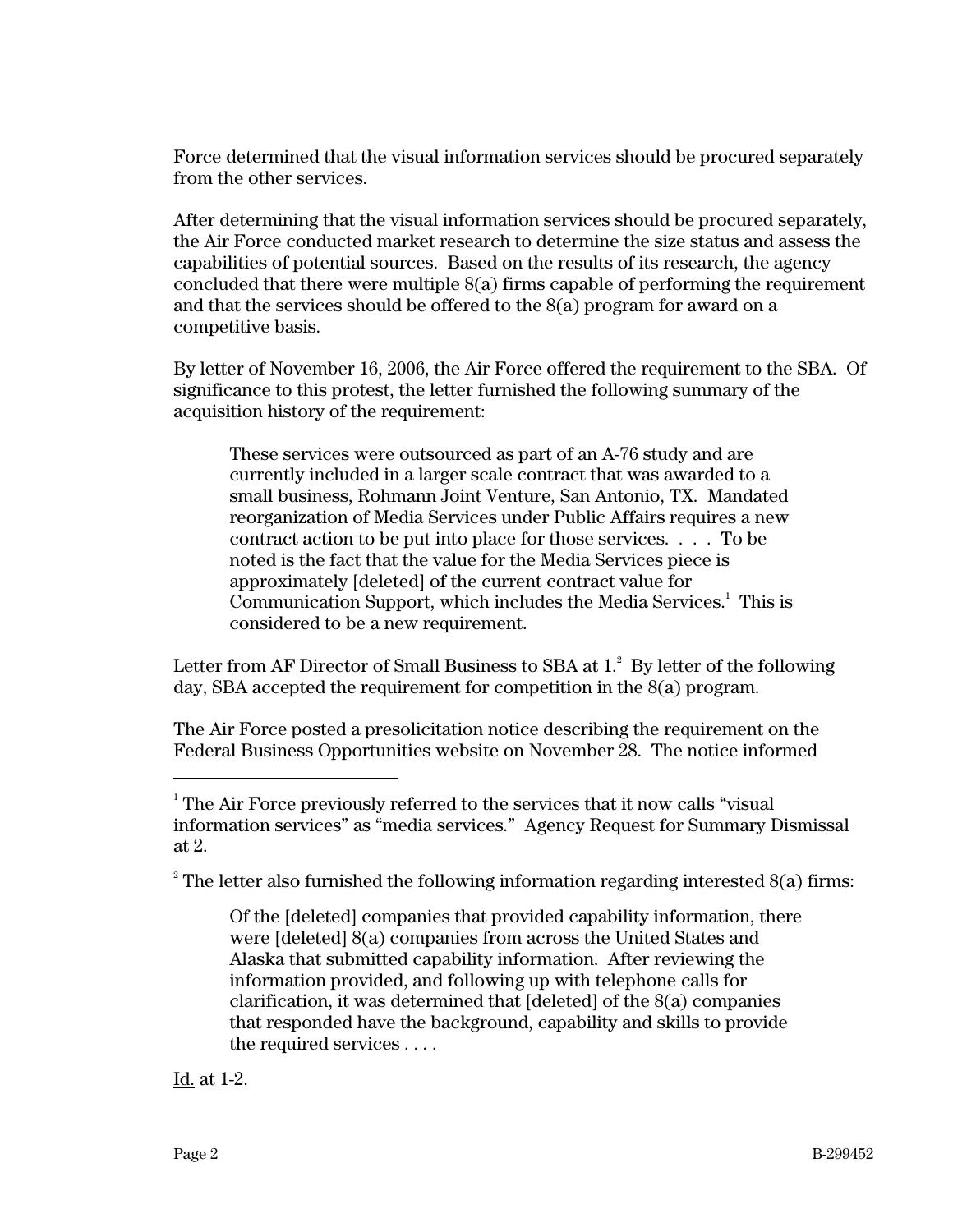Force determined that the visual information services should be procured separately from the other services.

After determining that the visual information services should be procured separately, the Air Force conducted market research to determine the size status and assess the capabilities of potential sources. Based on the results of its research, the agency concluded that there were multiple 8(a) firms capable of performing the requirement and that the services should be offered to the 8(a) program for award on a competitive basis.

By letter of November 16, 2006, the Air Force offered the requirement to the SBA. Of significance to this protest, the letter furnished the following summary of the acquisition history of the requirement:

> These services were outsourced as part of an A-76 study and are currently included in a larger scale contract that was awarded to a small business, Rohmann Joint Venture, San Antonio, TX. Mandated reorganization of Media Services under Public Affairs requires a new contract action to be put into place for those services. . . . To be noted is the fact that the value for the Media Services piece is approximately [deleted] of the current contract value for Communication Support, which includes the Media Services.[1] This is considered to be a new requirement.

Letter from AF Director of Small Business to SBA at 1.[2] By letter of the following day, SBA accepted the requirement for competition in the 8(a) program.

The Air Force posted a presolicitation notice describing the requirement on the Federal Business Opportunities website on November 28. The notice informed

---

[1] The Air Force previously referred to the services that it now calls "visual information services" as "media services." Agency Request for Summary Dismissal at 2.

[2] The letter also furnished the following information regarding interested 8(a) firms:

> Of the [deleted] companies that provided capability information, there were [deleted] 8(a) companies from across the United States and Alaska that submitted capability information. After reviewing the information provided, and following up with telephone calls for clarification, it was determined that [deleted] of the 8(a) companies that responded have the background, capability and skills to provide the required services . . . .

Id. at 1-2.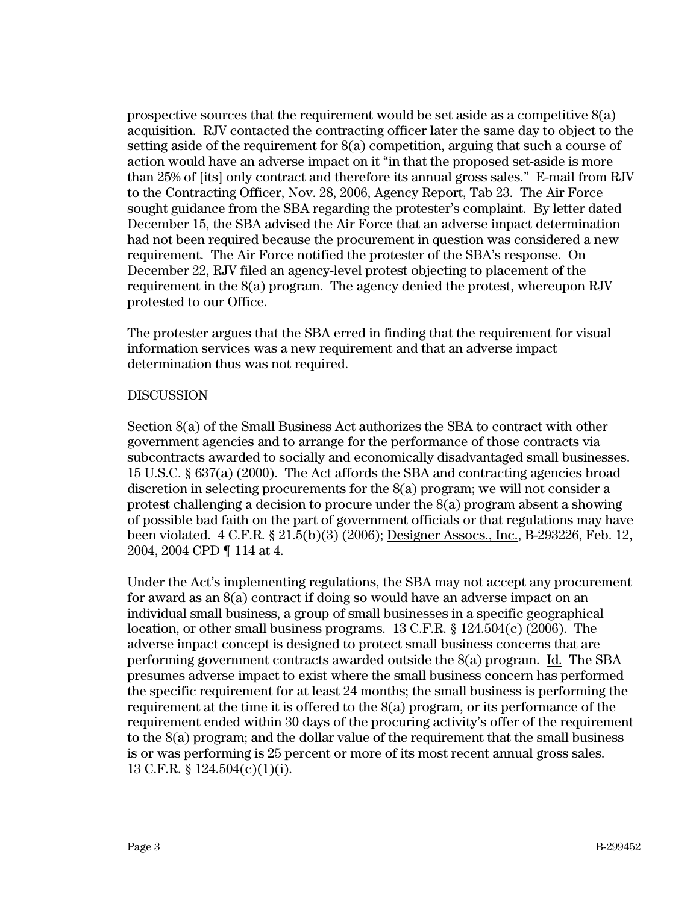prospective sources that the requirement would be set aside as a competitive 8(a) acquisition. RJV contacted the contracting officer later the same day to object to the setting aside of the requirement for 8(a) competition, arguing that such a course of action would have an adverse impact on it "in that the proposed set-aside is more than 25% of [its] only contract and therefore its annual gross sales." E-mail from RJV to the Contracting Officer, Nov. 28, 2006, Agency Report, Tab 23. The Air Force sought guidance from the SBA regarding the protester's complaint. By letter dated December 15, the SBA advised the Air Force that an adverse impact determination had not been required because the procurement in question was considered a new requirement. The Air Force notified the protester of the SBA's response. On December 22, RJV filed an agency-level protest objecting to placement of the requirement in the 8(a) program. The agency denied the protest, whereupon RJV protested to our Office.

The protester argues that the SBA erred in finding that the requirement for visual information services was a new requirement and that an adverse impact determination thus was not required.

DISCUSSION

Section 8(a) of the Small Business Act authorizes the SBA to contract with other government agencies and to arrange for the performance of those contracts via subcontracts awarded to socially and economically disadvantaged small businesses. 15 U.S.C. § 637(a) (2000). The Act affords the SBA and contracting agencies broad discretion in selecting procurements for the 8(a) program; we will not consider a protest challenging a decision to procure under the 8(a) program absent a showing of possible bad faith on the part of government officials or that regulations may have been violated. 4 C.F.R. § 21.5(b)(3) (2006); Designer Assocs., Inc., B-293226, Feb. 12, 2004, 2004 CPD ¶ 114 at 4.

Under the Act's implementing regulations, the SBA may not accept any procurement for award as an 8(a) contract if doing so would have an adverse impact on an individual small business, a group of small businesses in a specific geographical location, or other small business programs. 13 C.F.R. § 124.504(c) (2006). The adverse impact concept is designed to protect small business concerns that are performing government contracts awarded outside the 8(a) program. Id. The SBA presumes adverse impact to exist where the small business concern has performed the specific requirement for at least 24 months; the small business is performing the requirement at the time it is offered to the 8(a) program, or its performance of the requirement ended within 30 days of the procuring activity's offer of the requirement to the 8(a) program; and the dollar value of the requirement that the small business is or was performing is 25 percent or more of its most recent annual gross sales. 13 C.F.R. § 124.504(c)(1)(i).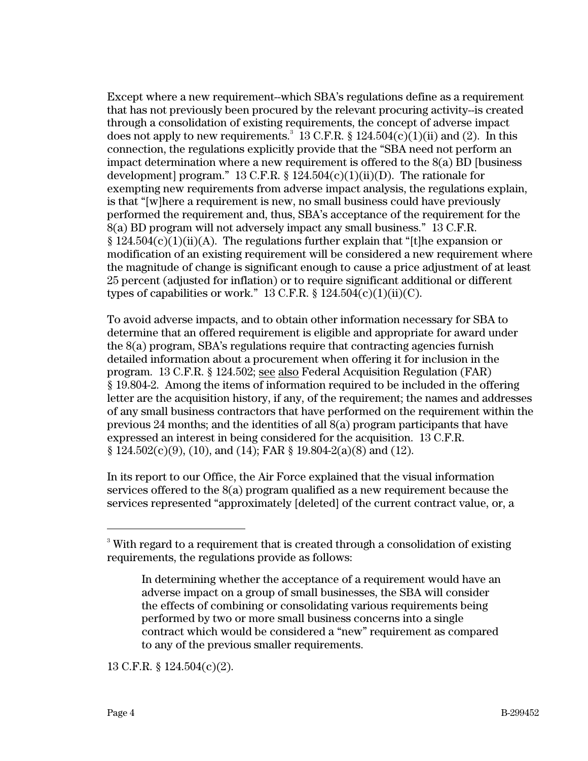Except where a new requirement--which SBA's regulations define as a requirement that has not previously been procured by the relevant procuring activity--is created through a consolidation of existing requirements, the concept of adverse impact does not apply to new requirements.[3] 13 C.F.R. § 124.504(c)(1)(ii) and (2). In this connection, the regulations explicitly provide that the "SBA need not perform an impact determination where a new requirement is offered to the 8(a) BD [business development] program." 13 C.F.R. § 124.504(c)(1)(ii)(D). The rationale for exempting new requirements from adverse impact analysis, the regulations explain, is that "[w]here a requirement is new, no small business could have previously performed the requirement and, thus, SBA's acceptance of the requirement for the 8(a) BD program will not adversely impact any small business." 13 C.F.R. § 124.504(c)(1)(ii)(A). The regulations further explain that "[t]he expansion or modification of an existing requirement will be considered a new requirement where the magnitude of change is significant enough to cause a price adjustment of at least 25 percent (adjusted for inflation) or to require significant additional or different types of capabilities or work." 13 C.F.R. § 124.504(c)(1)(ii)(C).

To avoid adverse impacts, and to obtain other information necessary for SBA to determine that an offered requirement is eligible and appropriate for award under the 8(a) program, SBA's regulations require that contracting agencies furnish detailed information about a procurement when offering it for inclusion in the program. 13 C.F.R. § 124.502; see also Federal Acquisition Regulation (FAR) § 19.804-2. Among the items of information required to be included in the offering letter are the acquisition history, if any, of the requirement; the names and addresses of any small business contractors that have performed on the requirement within the previous 24 months; and the identities of all 8(a) program participants that have expressed an interest in being considered for the acquisition. 13 C.F.R. § 124.502(c)(9), (10), and (14); FAR § 19.804-2(a)(8) and (12).

In its report to our Office, the Air Force explained that the visual information services offered to the 8(a) program qualified as a new requirement because the services represented "approximately [deleted] of the current contract value, or, a

---

[3] With regard to a requirement that is created through a consolidation of existing requirements, the regulations provide as follows:

> In determining whether the acceptance of a requirement would have an adverse impact on a group of small businesses, the SBA will consider the effects of combining or consolidating various requirements being performed by two or more small business concerns into a single contract which would be considered a "new" requirement as compared to any of the previous smaller requirements.

13 C.F.R. § 124.504(c)(2).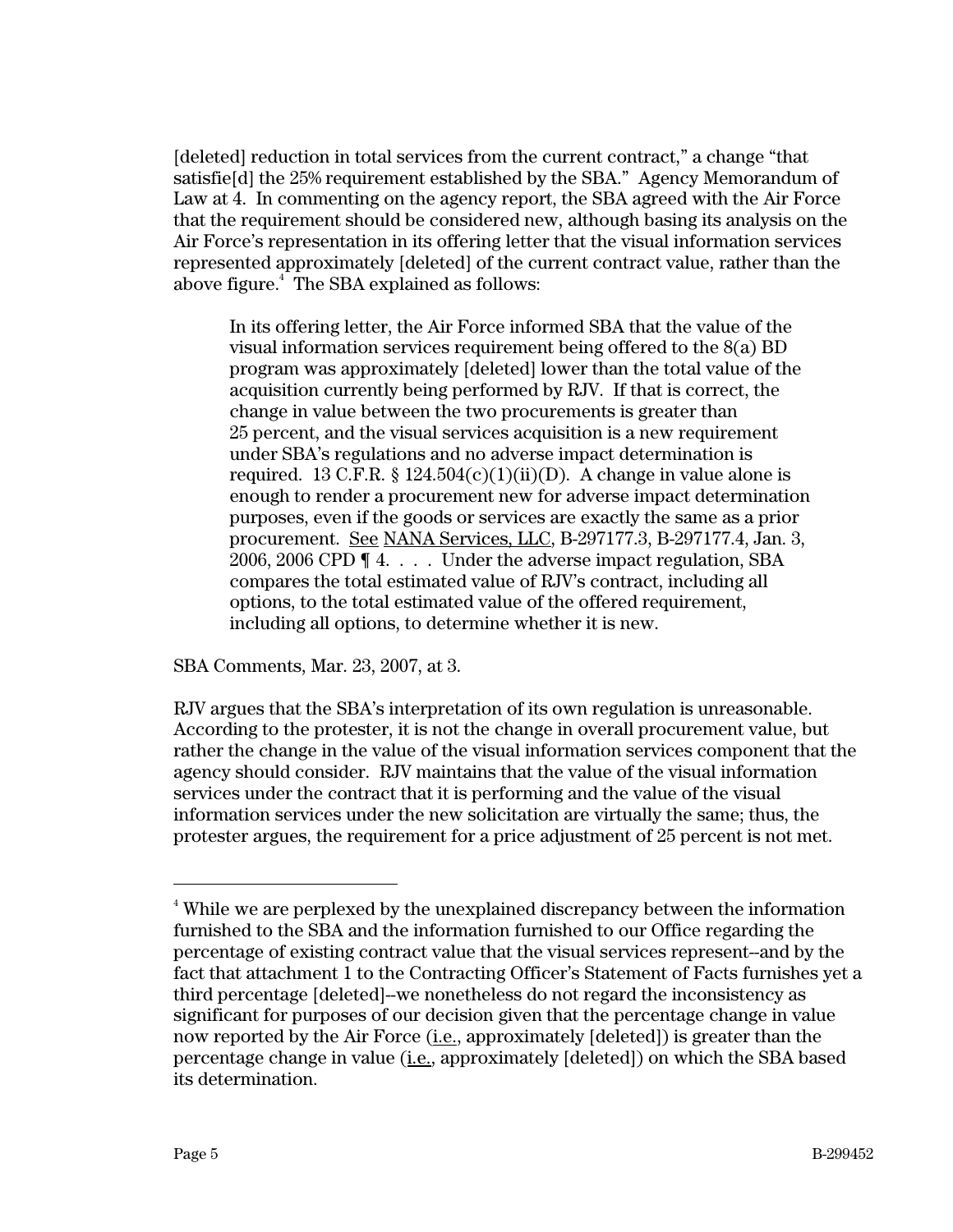[deleted] reduction in total services from the current contract," a change "that satisfie[d] the 25% requirement established by the SBA." Agency Memorandum of Law at 4. In commenting on the agency report, the SBA agreed with the Air Force that the requirement should be considered new, although basing its analysis on the Air Force's representation in its offering letter that the visual information services represented approximately [deleted] of the current contract value, rather than the above figure.[4] The SBA explained as follows:

> In its offering letter, the Air Force informed SBA that the value of the visual information services requirement being offered to the 8(a) BD program was approximately [deleted] lower than the total value of the acquisition currently being performed by RJV. If that is correct, the change in value between the two procurements is greater than 25 percent, and the visual services acquisition is a new requirement under SBA's regulations and no adverse impact determination is required. 13 C.F.R. § 124.504(c)(1)(ii)(D). A change in value alone is enough to render a procurement new for adverse impact determination purposes, even if the goods or services are exactly the same as a prior procurement. See NANA Services, LLC, B-297177.3, B-297177.4, Jan. 3, 2006, 2006 CPD ¶ 4. . . . Under the adverse impact regulation, SBA compares the total estimated value of RJV's contract, including all options, to the total estimated value of the offered requirement, including all options, to determine whether it is new.

SBA Comments, Mar. 23, 2007, at 3.

RJV argues that the SBA's interpretation of its own regulation is unreasonable. According to the protester, it is not the change in overall procurement value, but rather the change in the value of the visual information services component that the agency should consider. RJV maintains that the value of the visual information services under the contract that it is performing and the value of the visual information services under the new solicitation are virtually the same; thus, the protester argues, the requirement for a price adjustment of 25 percent is not met.

---

[4] While we are perplexed by the unexplained discrepancy between the information furnished to the SBA and the information furnished to our Office regarding the percentage of existing contract value that the visual services represent--and by the fact that attachment 1 to the Contracting Officer's Statement of Facts furnishes yet a third percentage [deleted]--we nonetheless do not regard the inconsistency as significant for purposes of our decision given that the percentage change in value now reported by the Air Force (i.e., approximately [deleted]) is greater than the percentage change in value (i.e., approximately [deleted]) on which the SBA based its determination.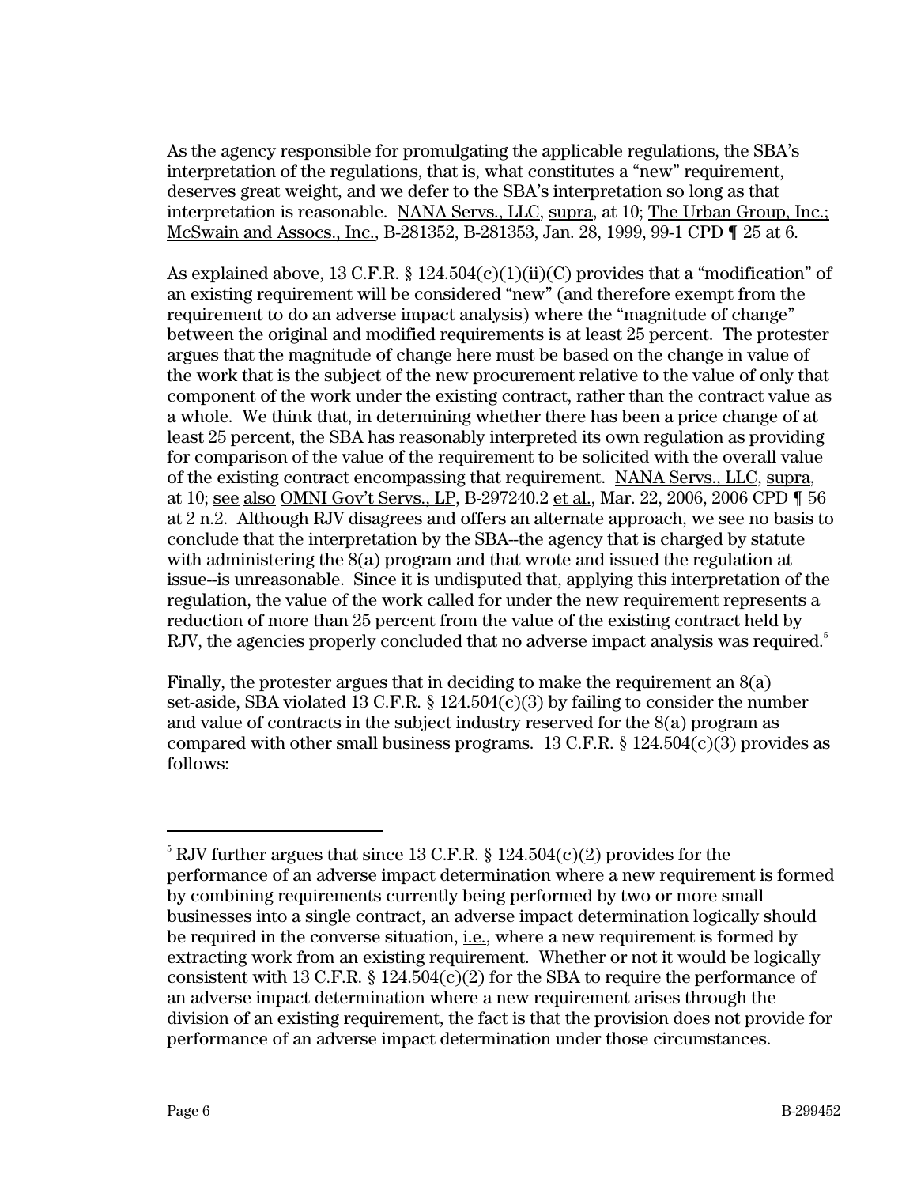As the agency responsible for promulgating the applicable regulations, the SBA's interpretation of the regulations, that is, what constitutes a "new" requirement, deserves great weight, and we defer to the SBA's interpretation so long as that interpretation is reasonable. NANA Servs., LLC, supra, at 10; The Urban Group, Inc.; McSwain and Assocs., Inc., B-281352, B-281353, Jan. 28, 1999, 99-1 CPD ¶ 25 at 6.

As explained above, 13 C.F.R. § 124.504(c)(1)(ii)(C) provides that a "modification" of an existing requirement will be considered "new" (and therefore exempt from the requirement to do an adverse impact analysis) where the "magnitude of change" between the original and modified requirements is at least 25 percent. The protester argues that the magnitude of change here must be based on the change in value of the work that is the subject of the new procurement relative to the value of only that component of the work under the existing contract, rather than the contract value as a whole. We think that, in determining whether there has been a price change of at least 25 percent, the SBA has reasonably interpreted its own regulation as providing for comparison of the value of the requirement to be solicited with the overall value of the existing contract encompassing that requirement. NANA Servs., LLC, supra, at 10; see also OMNI Gov't Servs., LP, B-297240.2 et al., Mar. 22, 2006, 2006 CPD ¶ 56 at 2 n.2. Although RJV disagrees and offers an alternate approach, we see no basis to conclude that the interpretation by the SBA--the agency that is charged by statute with administering the 8(a) program and that wrote and issued the regulation at issue--is unreasonable. Since it is undisputed that, applying this interpretation of the regulation, the value of the work called for under the new requirement represents a reduction of more than 25 percent from the value of the existing contract held by RJV, the agencies properly concluded that no adverse impact analysis was required.[5]

Finally, the protester argues that in deciding to make the requirement an 8(a) set-aside, SBA violated 13 C.F.R. § 124.504(c)(3) by failing to consider the number and value of contracts in the subject industry reserved for the 8(a) program as compared with other small business programs. 13 C.F.R. § 124.504(c)(3) provides as follows:

---

[5] RJV further argues that since 13 C.F.R. § 124.504(c)(2) provides for the performance of an adverse impact determination where a new requirement is formed by combining requirements currently being performed by two or more small businesses into a single contract, an adverse impact determination logically should be required in the converse situation, i.e., where a new requirement is formed by extracting work from an existing requirement. Whether or not it would be logically consistent with 13 C.F.R. § 124.504(c)(2) for the SBA to require the performance of an adverse impact determination where a new requirement arises through the division of an existing requirement, the fact is that the provision does not provide for performance of an adverse impact determination under those circumstances.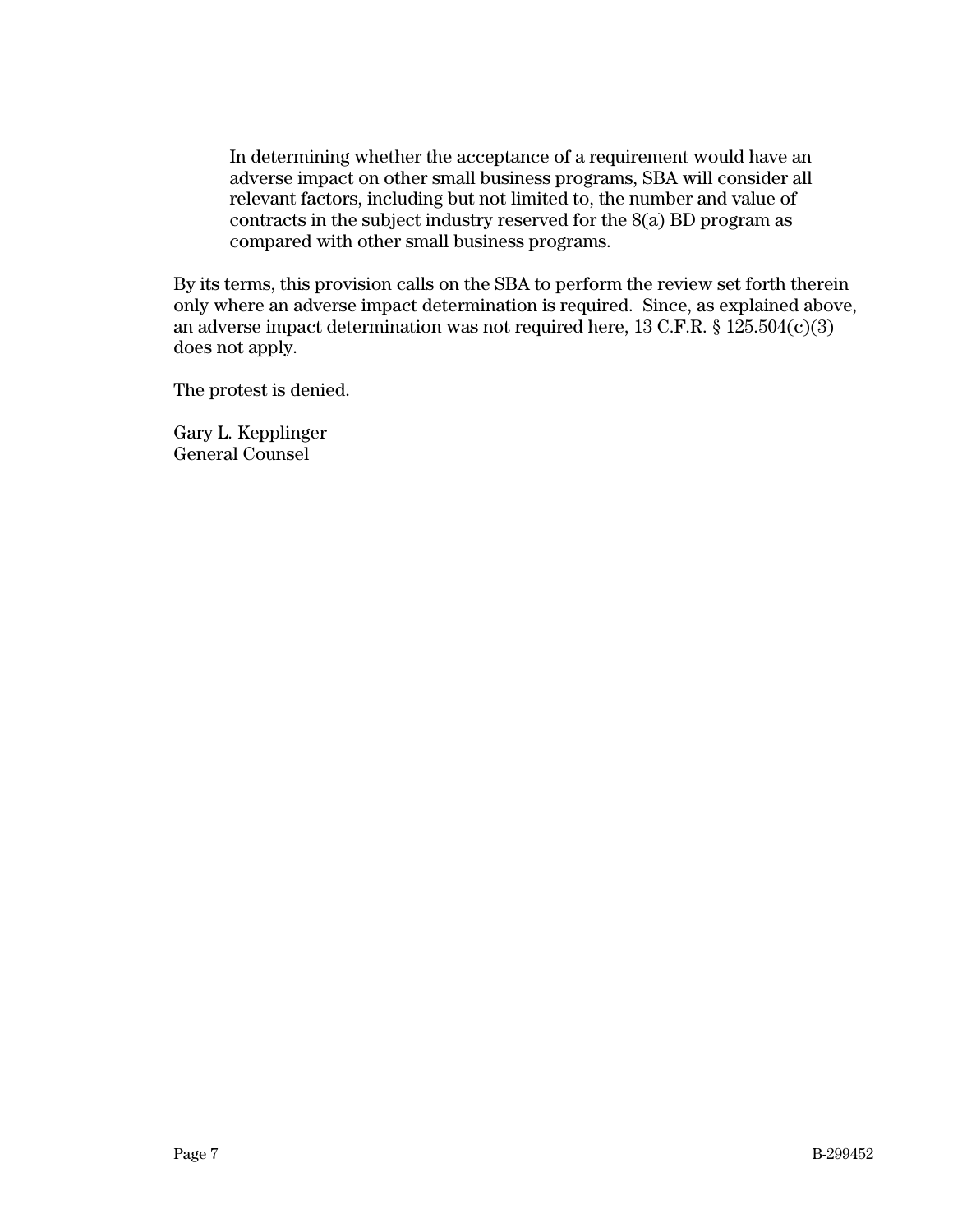> In determining whether the acceptance of a requirement would have an adverse impact on other small business programs, SBA will consider all relevant factors, including but not limited to, the number and value of contracts in the subject industry reserved for the 8(a) BD program as compared with other small business programs.

By its terms, this provision calls on the SBA to perform the review set forth therein only where an adverse impact determination is required. Since, as explained above, an adverse impact determination was not required here, 13 C.F.R. § 125.504(c)(3) does not apply.

The protest is denied.

Gary L. Kepplinger
General Counsel